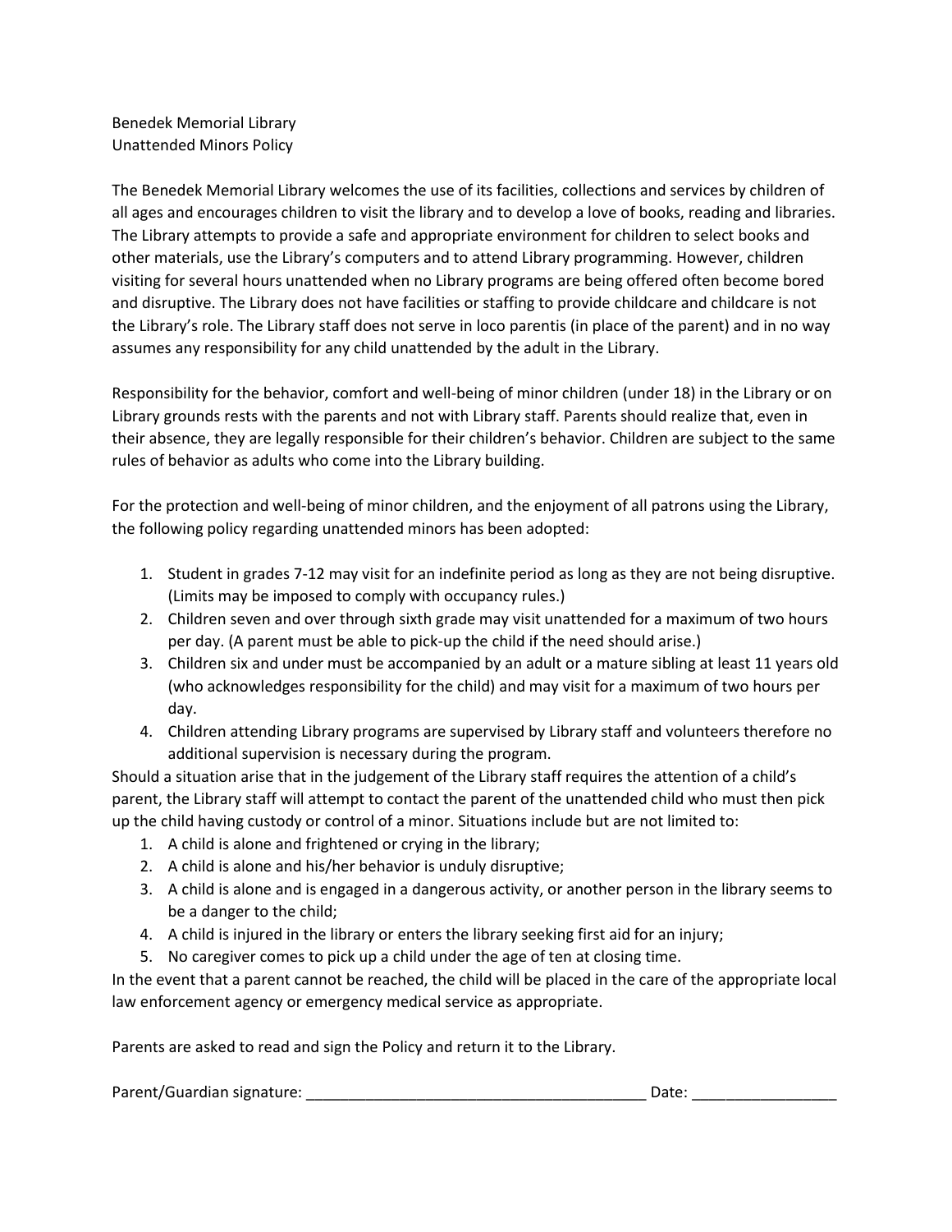Benedek Memorial Library
Unattended Minors Policy

The Benedek Memorial Library welcomes the use of its facilities, collections and services by children of all ages and encourages children to visit the library and to develop a love of books, reading and libraries. The Library attempts to provide a safe and appropriate environment for children to select books and other materials, use the Library's computers and to attend Library programming. However, children visiting for several hours unattended when no Library programs are being offered often become bored and disruptive. The Library does not have facilities or staffing to provide childcare and childcare is not the Library's role. The Library staff does not serve in loco parentis (in place of the parent) and in no way assumes any responsibility for any child unattended by the adult in the Library.

Responsibility for the behavior, comfort and well-being of minor children (under 18) in the Library or on Library grounds rests with the parents and not with Library staff. Parents should realize that, even in their absence, they are legally responsible for their children's behavior. Children are subject to the same rules of behavior as adults who come into the Library building.

For the protection and well-being of minor children, and the enjoyment of all patrons using the Library, the following policy regarding unattended minors has been adopted:

1. Student in grades 7-12 may visit for an indefinite period as long as they are not being disruptive. (Limits may be imposed to comply with occupancy rules.)
2. Children seven and over through sixth grade may visit unattended for a maximum of two hours per day. (A parent must be able to pick-up the child if the need should arise.)
3. Children six and under must be accompanied by an adult or a mature sibling at least 11 years old (who acknowledges responsibility for the child) and may visit for a maximum of two hours per day.
4. Children attending Library programs are supervised by Library staff and volunteers therefore no additional supervision is necessary during the program.

Should a situation arise that in the judgement of the Library staff requires the attention of a child's parent, the Library staff will attempt to contact the parent of the unattended child who must then pick up the child having custody or control of a minor. Situations include but are not limited to:

1. A child is alone and frightened or crying in the library;
2. A child is alone and his/her behavior is unduly disruptive;
3. A child is alone and is engaged in a dangerous activity, or another person in the library seems to be a danger to the child;
4. A child is injured in the library or enters the library seeking first aid for an injury;
5. No caregiver comes to pick up a child under the age of ten at closing time.

In the event that a parent cannot be reached, the child will be placed in the care of the appropriate local law enforcement agency or emergency medical service as appropriate.

Parents are asked to read and sign the Policy and return it to the Library.

Parent/Guardian signature: ________________________________________ Date: _________________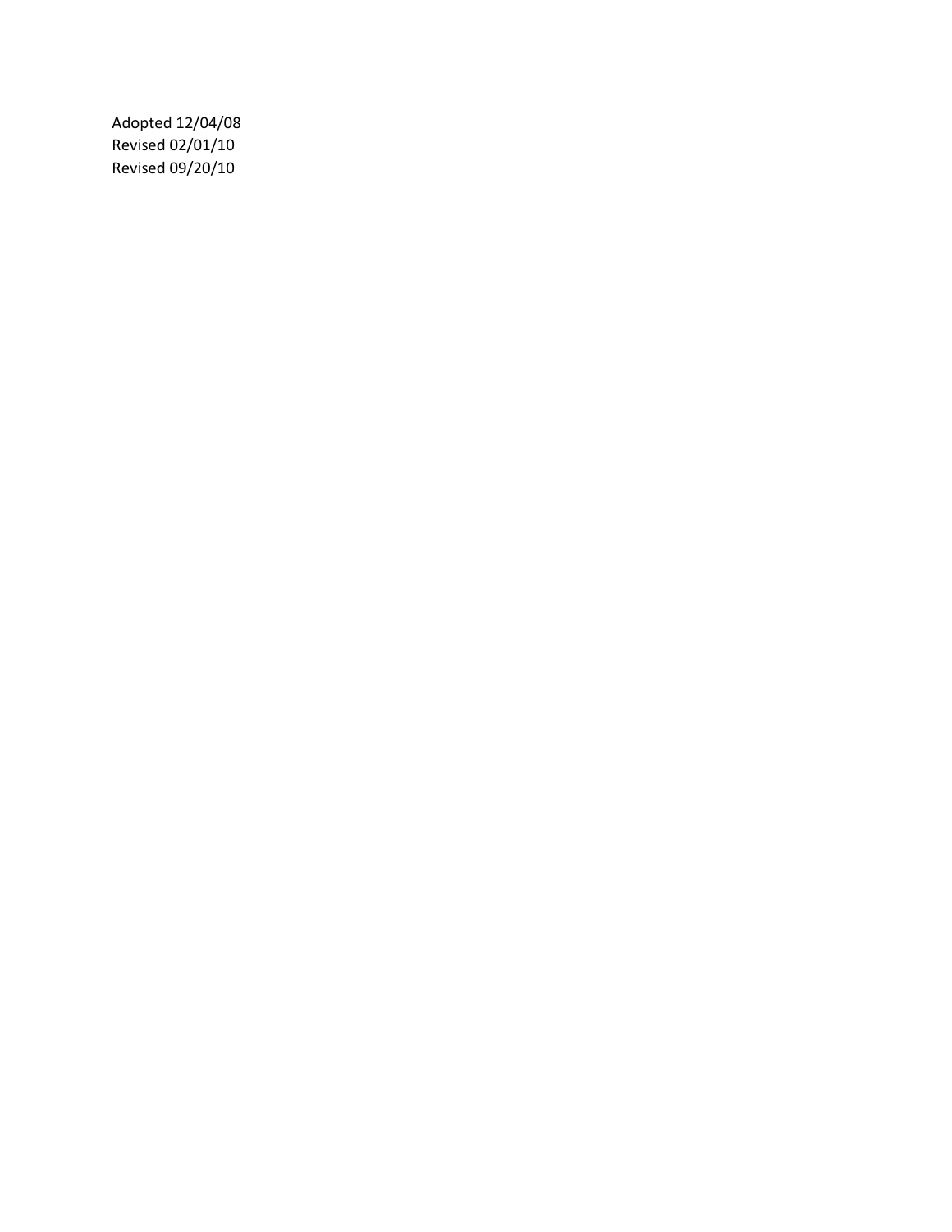Adopted 12/04/08
Revised 02/01/10
Revised 09/20/10